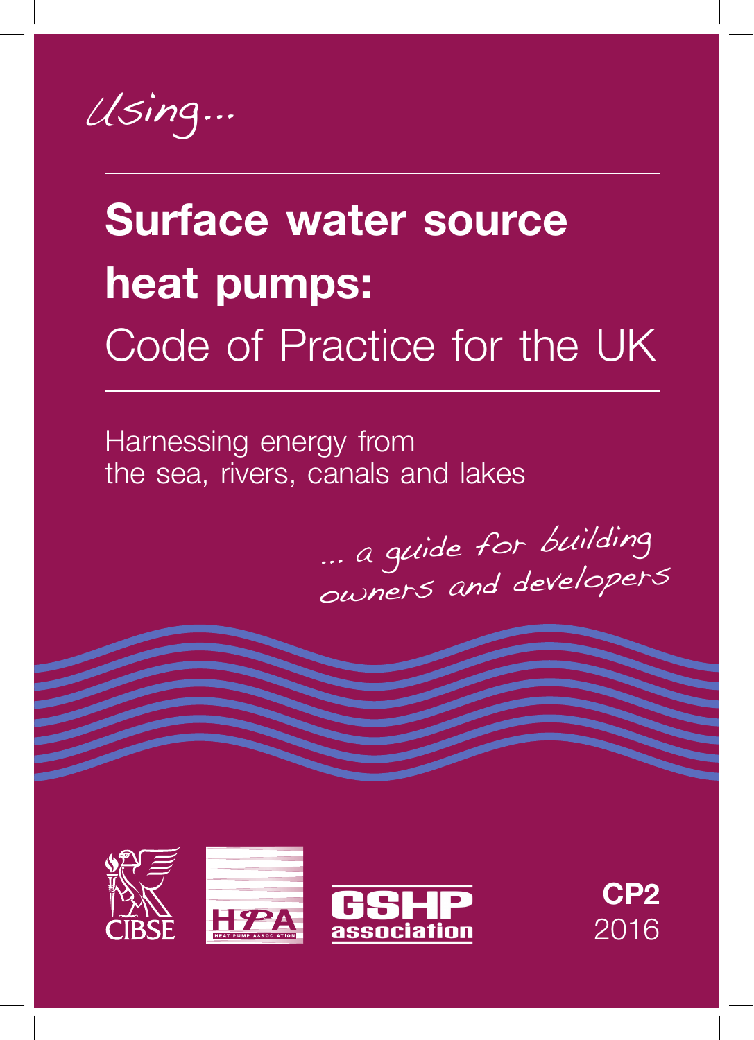*Using...*

# Surface water source heat pumps:

## Code of Practice for the UK

Harnessing energy from
the sea, rivers, canals and lakes

*... a guide for building owners and developers*

CIBSE

HPA HEAT PUMP ASSOCIATION

GSHP association

**CP2**
2016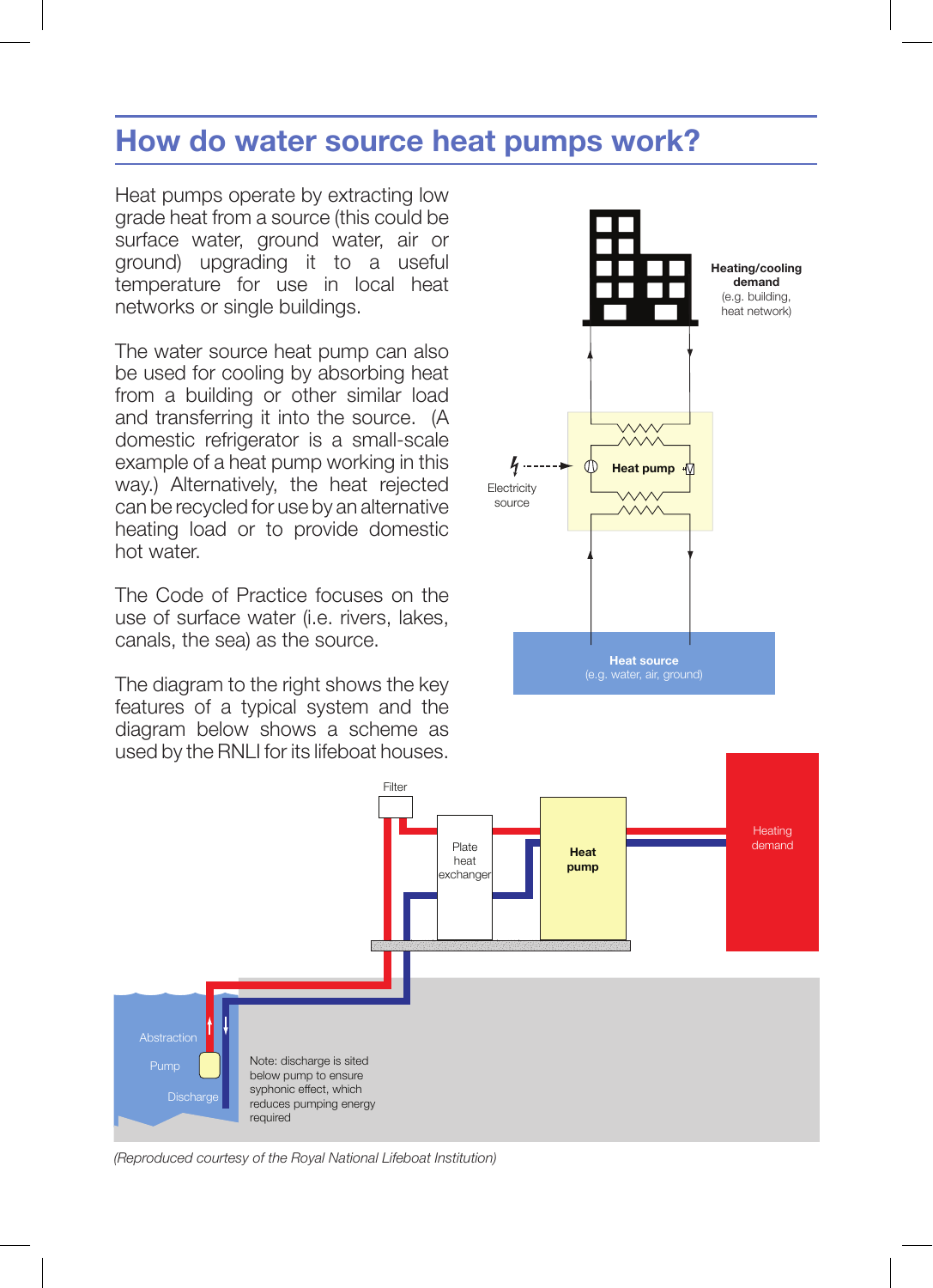## How do water source heat pumps work?

Heat pumps operate by extracting low grade heat from a source (this could be surface water, ground water, air or ground) upgrading it to a useful temperature for use in local heat networks or single buildings.

The water source heat pump can also be used for cooling by absorbing heat from a building or other similar load and transferring it into the source. (A domestic refrigerator is a small-scale example of a heat pump working in this way.) Alternatively, the heat rejected can be recycled for use by an alternative heating load or to provide domestic hot water.

The Code of Practice focuses on the use of surface water (i.e. rivers, lakes, canals, the sea) as the source.

The diagram to the right shows the key features of a typical system and the diagram below shows a scheme as used by the RNLI for its lifeboat houses.

**Heating/cooling demand** (e.g. building, heat network)

Electricity source

**Heat pump**

**Heat source** (e.g. water, air, ground)

Filter

Plate heat exchanger

**Heat pump**

Heating demand

Abstraction

Pump

Discharge

Note: discharge is sited below pump to ensure syphonic effect, which reduces pumping energy required

*(Reproduced courtesy of the Royal National Lifeboat Institution)*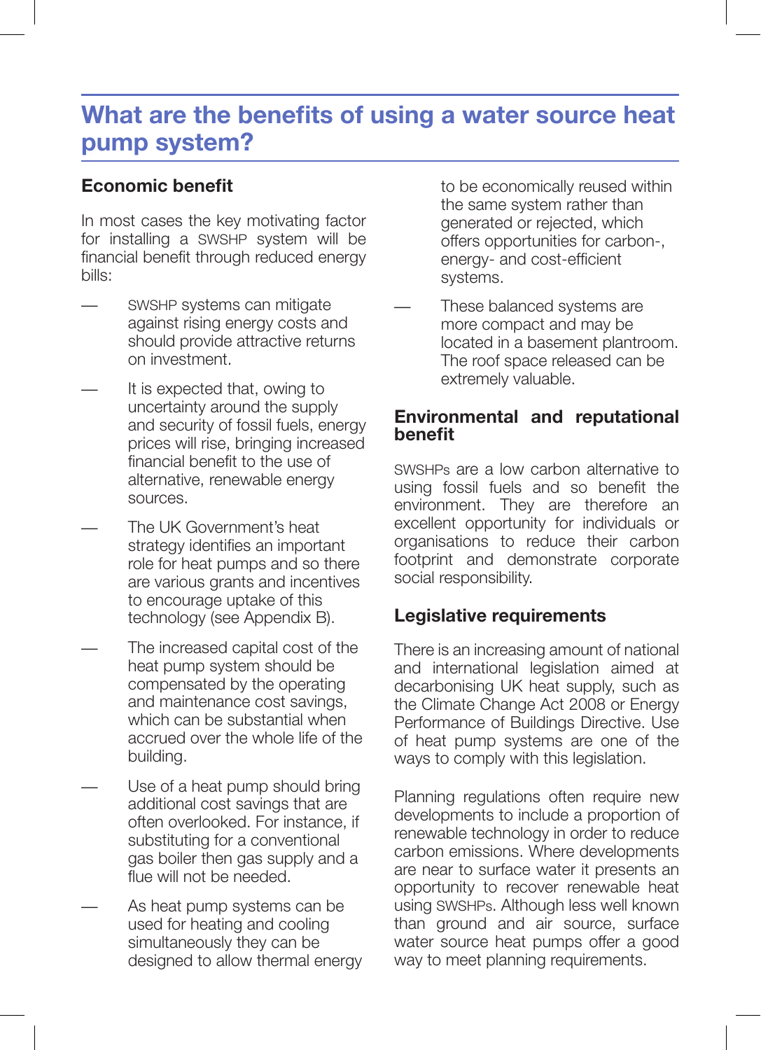## What are the benefits of using a water source heat pump system?

### Economic benefit

In most cases the key motivating factor for installing a SWSHP system will be financial benefit through reduced energy bills:

- SWSHP systems can mitigate against rising energy costs and should provide attractive returns on investment.
- It is expected that, owing to uncertainty around the supply and security of fossil fuels, energy prices will rise, bringing increased financial benefit to the use of alternative, renewable energy sources.
- The UK Government's heat strategy identifies an important role for heat pumps and so there are various grants and incentives to encourage uptake of this technology (see Appendix B).
- The increased capital cost of the heat pump system should be compensated by the operating and maintenance cost savings, which can be substantial when accrued over the whole life of the building.
- Use of a heat pump should bring additional cost savings that are often overlooked. For instance, if substituting for a conventional gas boiler then gas supply and a flue will not be needed.
- As heat pump systems can be used for heating and cooling simultaneously they can be designed to allow thermal energy to be economically reused within the same system rather than generated or rejected, which offers opportunities for carbon-, energy- and cost-efficient systems.
- These balanced systems are more compact and may be located in a basement plantroom. The roof space released can be extremely valuable.

### Environmental and reputational benefit

SWSHPs are a low carbon alternative to using fossil fuels and so benefit the environment. They are therefore an excellent opportunity for individuals or organisations to reduce their carbon footprint and demonstrate corporate social responsibility.

### Legislative requirements

There is an increasing amount of national and international legislation aimed at decarbonising UK heat supply, such as the Climate Change Act 2008 or Energy Performance of Buildings Directive. Use of heat pump systems are one of the ways to comply with this legislation.

Planning regulations often require new developments to include a proportion of renewable technology in order to reduce carbon emissions. Where developments are near to surface water it presents an opportunity to recover renewable heat using SWSHPs. Although less well known than ground and air source, surface water source heat pumps offer a good way to meet planning requirements.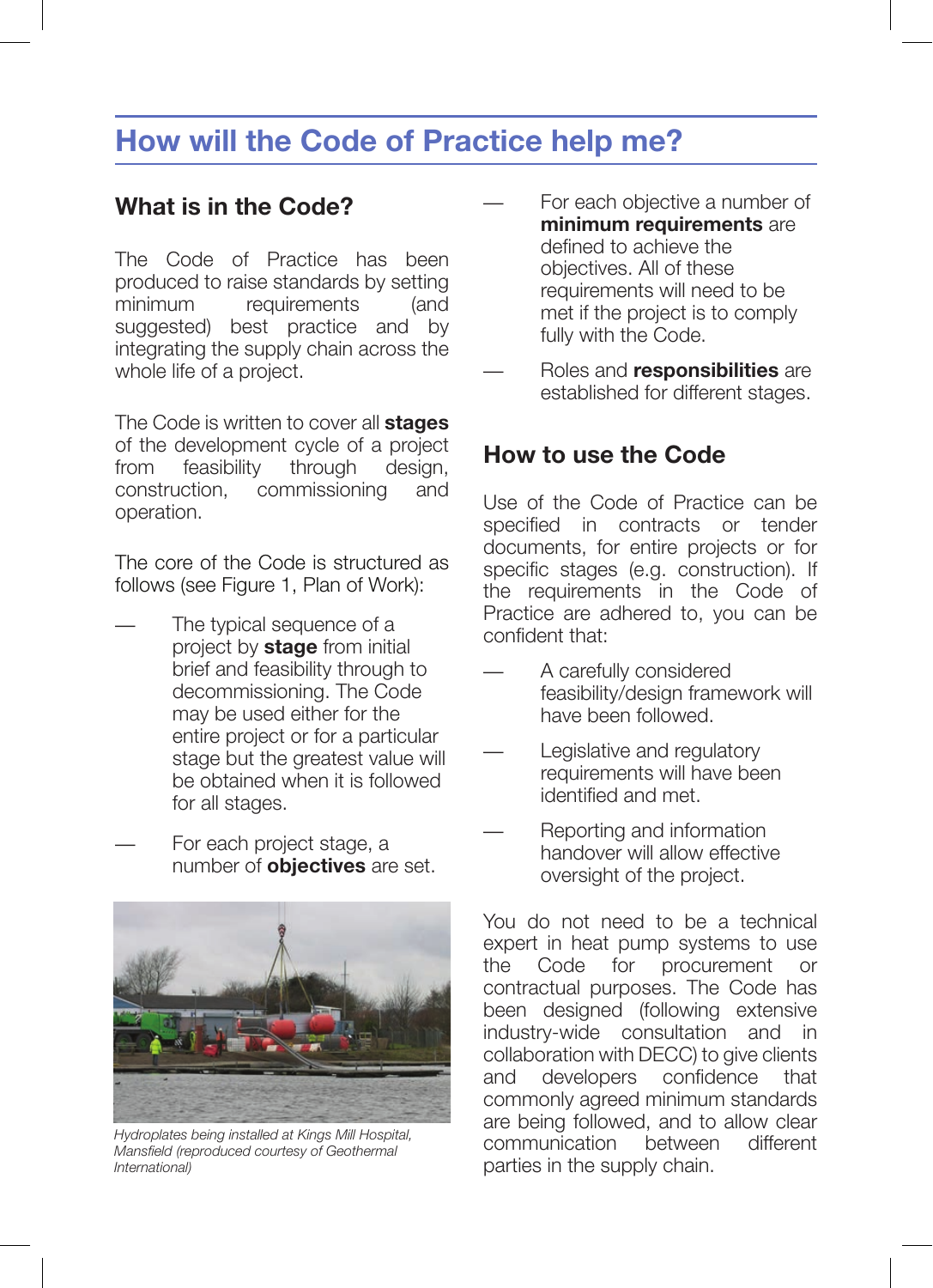# How will the Code of Practice help me?

## What is in the Code?

The Code of Practice has been produced to raise standards by setting minimum requirements (and suggested) best practice and by integrating the supply chain across the whole life of a project.

The Code is written to cover all **stages** of the development cycle of a project from feasibility through design, construction, commissioning and operation.

The core of the Code is structured as follows (see Figure 1, Plan of Work):

- The typical sequence of a project by **stage** from initial brief and feasibility through to decommissioning. The Code may be used either for the entire project or for a particular stage but the greatest value will be obtained when it is followed for all stages.
- For each project stage, a number of **objectives** are set.
- For each objective a number of **minimum requirements** are defined to achieve the objectives. All of these requirements will need to be met if the project is to comply fully with the Code.
- Roles and **responsibilities** are established for different stages.

*Hydroplates being installed at Kings Mill Hospital, Mansfield (reproduced courtesy of Geothermal International)*

## How to use the Code

Use of the Code of Practice can be specified in contracts or tender documents, for entire projects or for specific stages (e.g. construction). If the requirements in the Code of Practice are adhered to, you can be confident that:

- A carefully considered feasibility/design framework will have been followed.
- Legislative and regulatory requirements will have been identified and met.
- Reporting and information handover will allow effective oversight of the project.

You do not need to be a technical expert in heat pump systems to use the Code for procurement or contractual purposes. The Code has been designed (following extensive industry-wide consultation and in collaboration with DECC) to give clients and developers confidence that commonly agreed minimum standards are being followed, and to allow clear communication between different parties in the supply chain.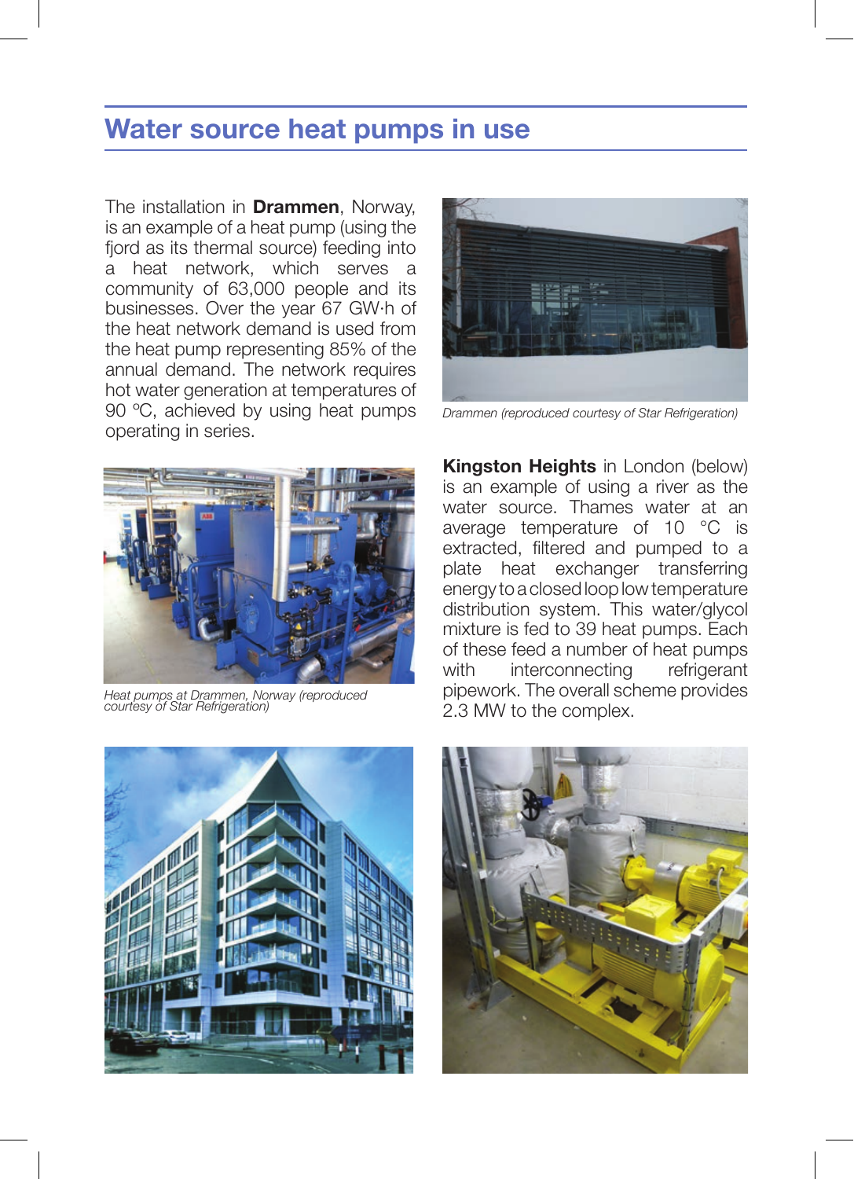## Water source heat pumps in use

The installation in **Drammen**, Norway, is an example of a heat pump (using the fjord as its thermal source) feeding into a heat network, which serves a community of 63,000 people and its businesses. Over the year 67 GW·h of the heat network demand is used from the heat pump representing 85% of the annual demand. The network requires hot water generation at temperatures of 90 °C, achieved by using heat pumps operating in series.

*Drammen (reproduced courtesy of Star Refrigeration)*

*Heat pumps at Drammen, Norway (reproduced courtesy of Star Refrigeration)*

**Kingston Heights** in London (below) is an example of using a river as the water source. Thames water at an average temperature of 10 °C is extracted, filtered and pumped to a plate heat exchanger transferring energy to a closed loop low temperature distribution system. This water/glycol mixture is fed to 39 heat pumps. Each of these feed a number of heat pumps with interconnecting refrigerant pipework. The overall scheme provides 2.3 MW to the complex.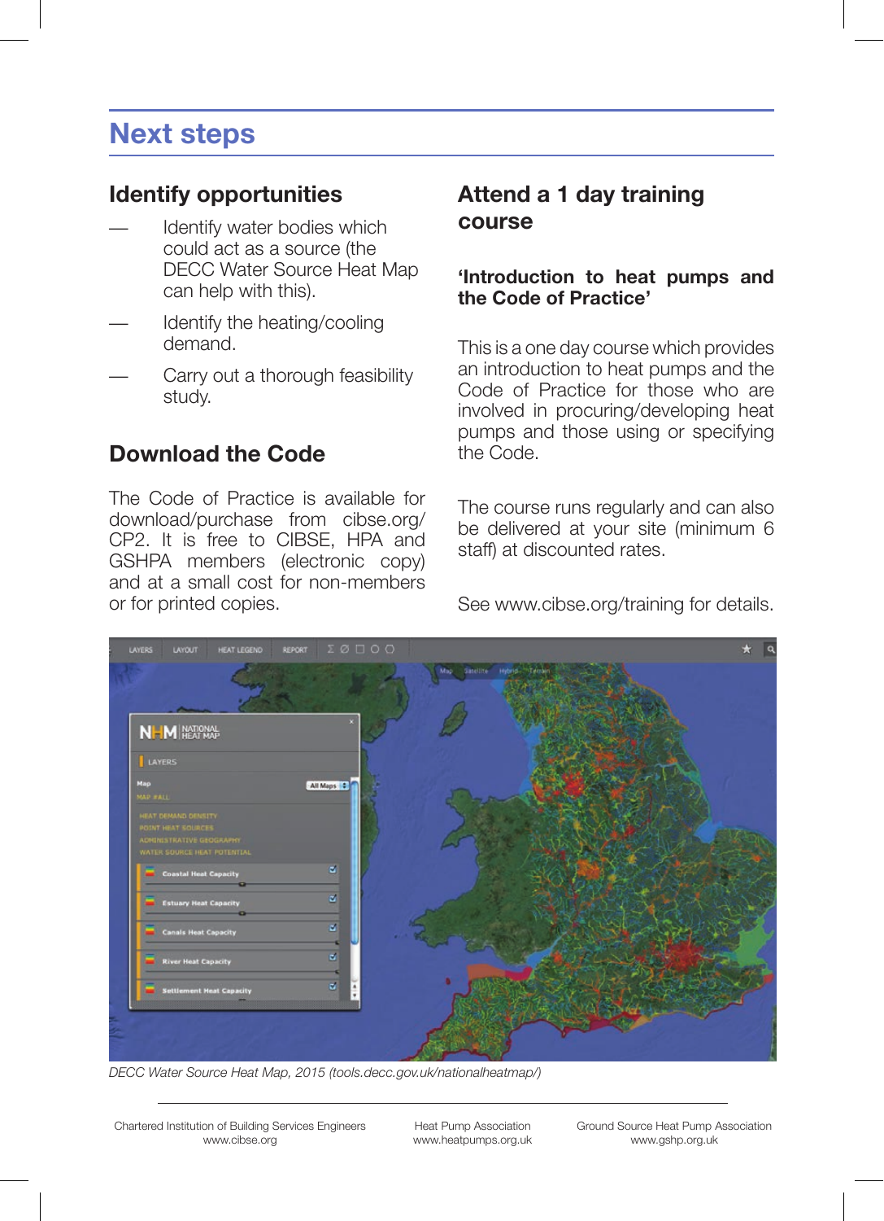# Next steps

## Identify opportunities

- Identify water bodies which could act as a source (the DECC Water Source Heat Map can help with this).
- Identify the heating/cooling demand.
- Carry out a thorough feasibility study.

## Download the Code

The Code of Practice is available for download/purchase from cibse.org/CP2. It is free to CIBSE, HPA and GSHPA members (electronic copy) and at a small cost for non-members or for printed copies.

## Attend a 1 day training course

**'Introduction to heat pumps and the Code of Practice'**

This is a one day course which provides an introduction to heat pumps and the Code of Practice for those who are involved in procuring/developing heat pumps and those using or specifying the Code.

The course runs regularly and can also be delivered at your site (minimum 6 staff) at discounted rates.

See www.cibse.org/training for details.

*DECC Water Source Heat Map, 2015 (tools.decc.gov.uk/nationalheatmap/)*

Chartered Institution of Building Services Engineers
www.cibse.org

Heat Pump Association
www.heatpumps.org.uk

Ground Source Heat Pump Association
www.gshp.org.uk